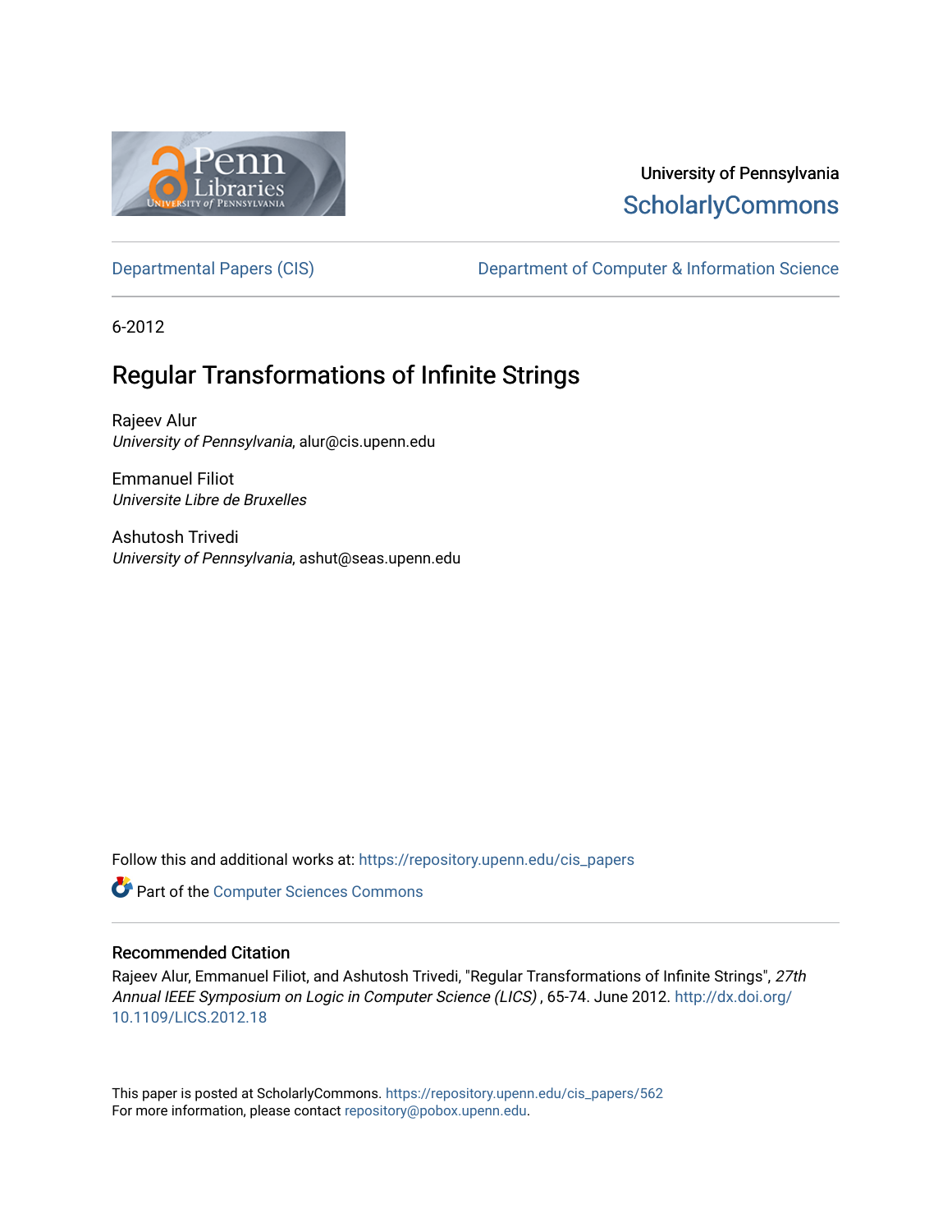University of Pennsylvania
ScholarlyCommons

Departmental Papers (CIS) | Department of Computer & Information Science

6-2012

# Regular Transformations of Infinite Strings

Rajeev Alur
*University of Pennsylvania*, alur@cis.upenn.edu

Emmanuel Filiot
*Universite Libre de Bruxelles*

Ashutosh Trivedi
*University of Pennsylvania*, ashut@seas.upenn.edu

Follow this and additional works at: https://repository.upenn.edu/cis_papers

Part of the Computer Sciences Commons

## Recommended Citation

Rajeev Alur, Emmanuel Filiot, and Ashutosh Trivedi, "Regular Transformations of Infinite Strings", *27th Annual IEEE Symposium on Logic in Computer Science (LICS)* , 65-74. June 2012. http://dx.doi.org/10.1109/LICS.2012.18

This paper is posted at ScholarlyCommons. https://repository.upenn.edu/cis_papers/562
For more information, please contact repository@pobox.upenn.edu.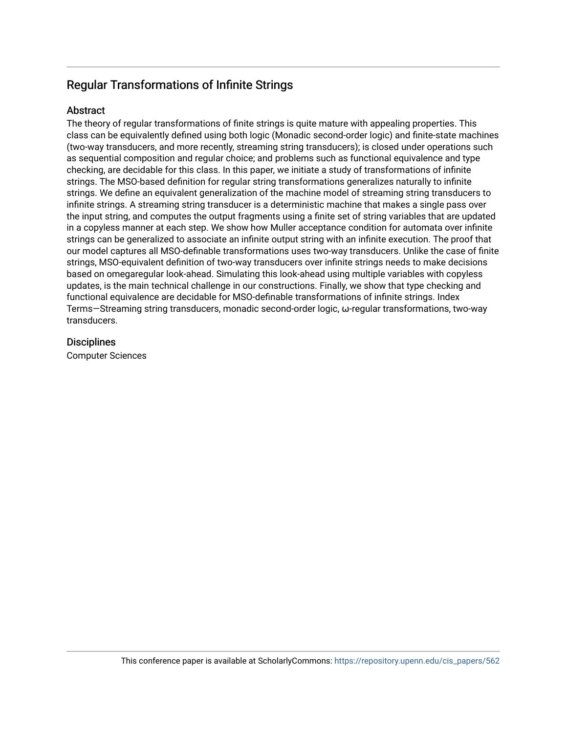## Regular Transformations of Infinite Strings

### Abstract

The theory of regular transformations of finite strings is quite mature with appealing properties. This class can be equivalently defined using both logic (Monadic second-order logic) and finite-state machines (two-way transducers, and more recently, streaming string transducers); is closed under operations such as sequential composition and regular choice; and problems such as functional equivalence and type checking, are decidable for this class. In this paper, we initiate a study of transformations of infinite strings. The MSO-based definition for regular string transformations generalizes naturally to infinite strings. We define an equivalent generalization of the machine model of streaming string transducers to infinite strings. A streaming string transducer is a deterministic machine that makes a single pass over the input string, and computes the output fragments using a finite set of string variables that are updated in a copyless manner at each step. We show how Muller acceptance condition for automata over infinite strings can be generalized to associate an infinite output string with an infinite execution. The proof that our model captures all MSO-definable transformations uses two-way transducers. Unlike the case of finite strings, MSO-equivalent definition of two-way transducers over infinite strings needs to make decisions based on omegaregular look-ahead. Simulating this look-ahead using multiple variables with copyless updates, is the main technical challenge in our constructions. Finally, we show that type checking and functional equivalence are decidable for MSO-definable transformations of infinite strings. Index Terms—Streaming string transducers, monadic second-order logic, ω-regular transformations, two-way transducers.

### Disciplines

Computer Sciences

This conference paper is available at ScholarlyCommons: https://repository.upenn.edu/cis_papers/562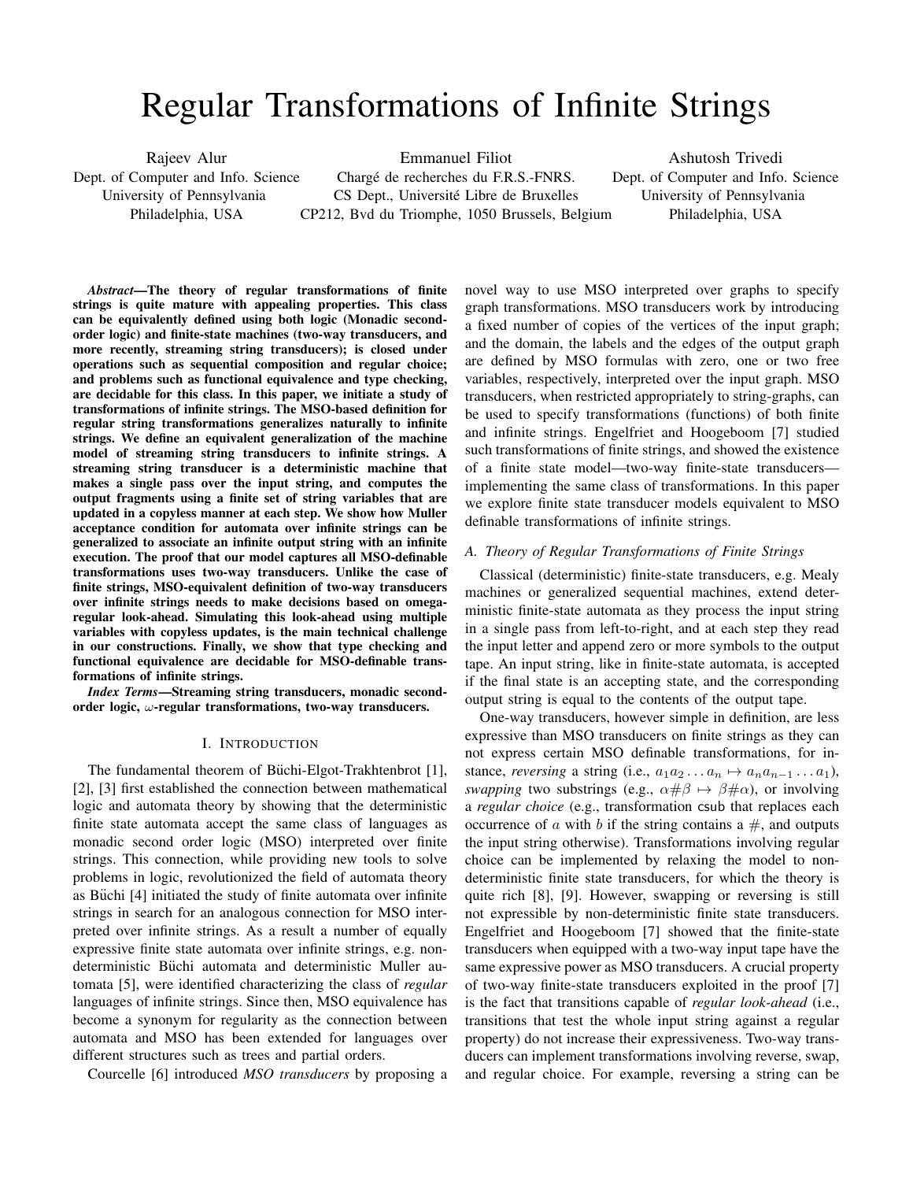# Regular Transformations of Infinite Strings

Rajeev Alur
Dept. of Computer and Info. Science
University of Pennsylvania
Philadelphia, USA

Emmanuel Filiot
Chargé de recherches du F.R.S.-FNRS.
CS Dept., Université Libre de Bruxelles
CP212, Bvd du Triomphe, 1050 Brussels, Belgium

Ashutosh Trivedi
Dept. of Computer and Info. Science
University of Pennsylvania
Philadelphia, USA

***Abstract*—The theory of regular transformations of finite strings is quite mature with appealing properties. This class can be equivalently defined using both logic (Monadic second-order logic) and finite-state machines (two-way transducers, and more recently, streaming string transducers); is closed under operations such as sequential composition and regular choice; and problems such as functional equivalence and type checking, are decidable for this class. In this paper, we initiate a study of transformations of infinite strings. The MSO-based definition for regular string transformations generalizes naturally to infinite strings. We define an equivalent generalization of the machine model of streaming string transducers to infinite strings. A streaming string transducer is a deterministic machine that makes a single pass over the input string, and computes the output fragments using a finite set of string variables that are updated in a copyless manner at each step. We show how Muller acceptance condition for automata over infinite strings can be generalized to associate an infinite output string with an infinite execution. The proof that our model captures all MSO-definable transformations uses two-way transducers. Unlike the case of finite strings, MSO-equivalent definition of two-way transducers over infinite strings needs to make decisions based on omega-regular look-ahead. Simulating this look-ahead using multiple variables with copyless updates, is the main technical challenge in our constructions. Finally, we show that type checking and functional equivalence are decidable for MSO-definable transformations of infinite strings.**

***Index Terms*—Streaming string transducers, monadic second-order logic, $\omega$-regular transformations, two-way transducers.**

## I. Introduction

The fundamental theorem of Büchi-Elgot-Trakhtenbrot [1], [2], [3] first established the connection between mathematical logic and automata theory by showing that the deterministic finite state automata accept the same class of languages as monadic second order logic (MSO) interpreted over finite strings. This connection, while providing new tools to solve problems in logic, revolutionized the field of automata theory as Büchi [4] initiated the study of finite automata over infinite strings in search for an analogous connection for MSO interpreted over infinite strings. As a result a number of equally expressive finite state automata over infinite strings, e.g. non-deterministic Büchi automata and deterministic Muller automata [5], were identified characterizing the class of *regular* languages of infinite strings. Since then, MSO equivalence has become a synonym for regularity as the connection between automata and MSO has been extended for languages over different structures such as trees and partial orders.

Courcelle [6] introduced *MSO transducers* by proposing a novel way to use MSO interpreted over graphs to specify graph transformations. MSO transducers work by introducing a fixed number of copies of the vertices of the input graph; and the domain, the labels and the edges of the output graph are defined by MSO formulas with zero, one or two free variables, respectively, interpreted over the input graph. MSO transducers, when restricted appropriately to string-graphs, can be used to specify transformations (functions) of both finite and infinite strings. Engelfriet and Hoogeboom [7] studied such transformations of finite strings, and showed the existence of a finite state model—two-way finite-state transducers—implementing the same class of transformations. In this paper we explore finite state transducer models equivalent to MSO definable transformations of infinite strings.

### A. Theory of Regular Transformations of Finite Strings

Classical (deterministic) finite-state transducers, e.g. Mealy machines or generalized sequential machines, extend deterministic finite-state automata as they process the input string in a single pass from left-to-right, and at each step they read the input letter and append zero or more symbols to the output tape. An input string, like in finite-state automata, is accepted if the final state is an accepting state, and the corresponding output string is equal to the contents of the output tape.

One-way transducers, however simple in definition, are less expressive than MSO transducers on finite strings as they can not express certain MSO definable transformations, for instance, *reversing* a string (i.e., $a_1a_2\ldots a_n \mapsto a_na_{n-1}\ldots a_1$), *swapping* two substrings (e.g., $\alpha\#\beta \mapsto \beta\#\alpha$), or involving a *regular choice* (e.g., transformation csub that replaces each occurrence of $a$ with $b$ if the string contains a $\#$, and outputs the input string otherwise). Transformations involving regular choice can be implemented by relaxing the model to non-deterministic finite state transducers, for which the theory is quite rich [8], [9]. However, swapping or reversing is still not expressible by non-deterministic finite state transducers. Engelfriet and Hoogeboom [7] showed that the finite-state transducers when equipped with a two-way input tape have the same expressive power as MSO transducers. A crucial property of two-way finite-state transducers exploited in the proof [7] is the fact that transitions capable of *regular look-ahead* (i.e., transitions that test the whole input string against a regular property) do not increase their expressiveness. Two-way transducers can implement transformations involving reverse, swap, and regular choice. For example, reversing a string can be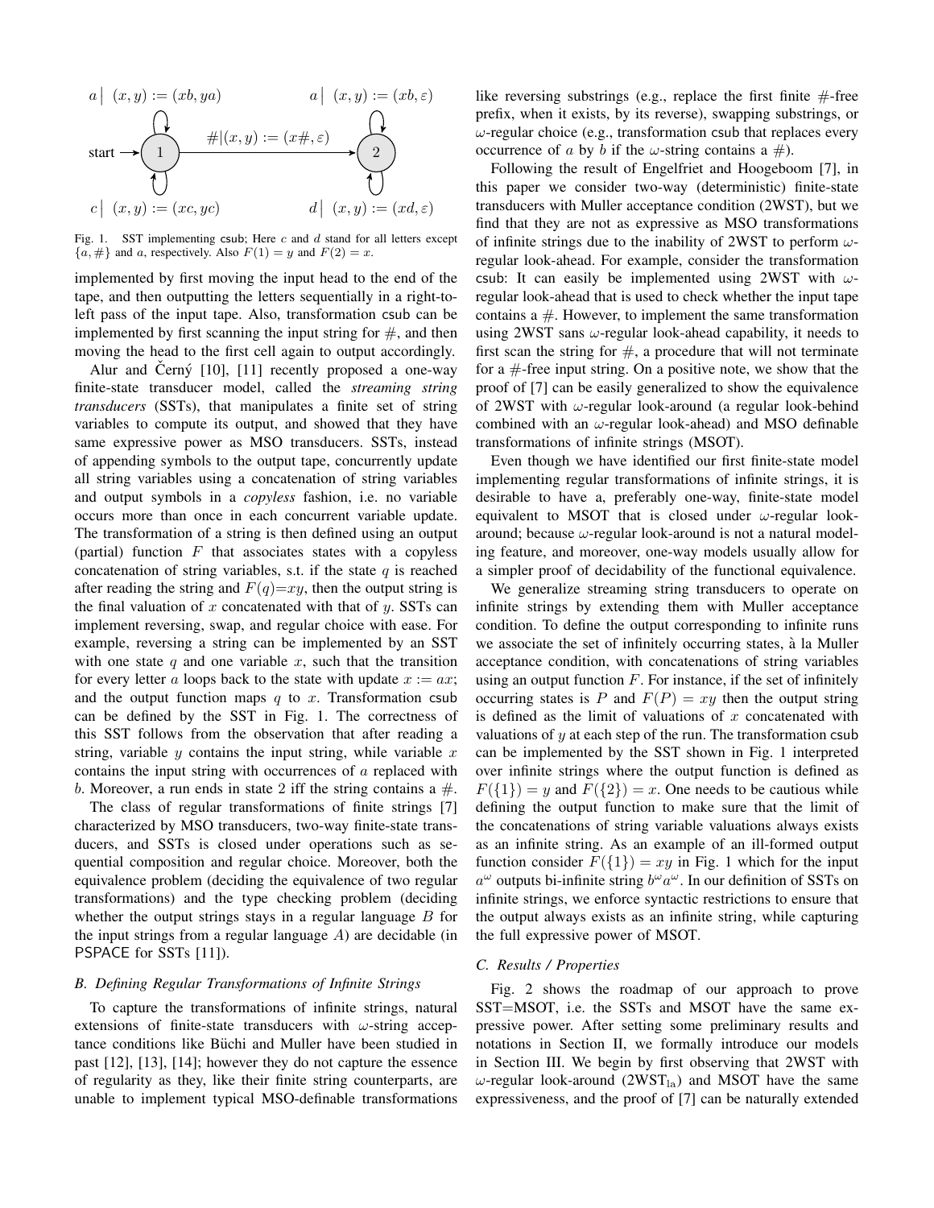start → 1 ; 1 → 2 on $\#|(x,y) := (x\#, \varepsilon)$; loops at 1: $a \,|\, (x,y) := (xb, ya)$, $c \,|\, (x,y) := (xc, yc)$; loops at 2: $a \,|\, (x,y) := (xb, \varepsilon)$, $d \,|\, (x,y) := (xd, \varepsilon)$

Fig. 1. SST implementing csub; Here $c$ and $d$ stand for all letters except $\{a, \#\}$ and $a$, respectively. Also $F(1) = y$ and $F(2) = x$.

implemented by first moving the input head to the end of the tape, and then outputting the letters sequentially in a right-to-left pass of the input tape. Also, transformation csub can be implemented by first scanning the input string for $\#$, and then moving the head to the first cell again to output accordingly.

Alur and Černý [10], [11] recently proposed a one-way finite-state transducer model, called the *streaming string transducers* (SSTs), that manipulates a finite set of string variables to compute its output, and showed that they have same expressive power as MSO transducers. SSTs, instead of appending symbols to the output tape, concurrently update all string variables using a concatenation of string variables and output symbols in a *copyless* fashion, i.e. no variable occurs more than once in each concurrent variable update. The transformation of a string is then defined using an output (partial) function $F$ that associates states with a copyless concatenation of string variables, s.t. if the state $q$ is reached after reading the string and $F(q){=}xy$, then the output string is the final valuation of $x$ concatenated with that of $y$. SSTs can implement reversing, swap, and regular choice with ease. For example, reversing a string can be implemented by an SST with one state $q$ and one variable $x$, such that the transition for every letter $a$ loops back to the state with update $x := ax$; and the output function maps $q$ to $x$. Transformation csub can be defined by the SST in Fig. 1. The correctness of this SST follows from the observation that after reading a string, variable $y$ contains the input string, while variable $x$ contains the input string with occurrences of $a$ replaced with $b$. Moreover, a run ends in state 2 iff the string contains a $\#$.

The class of regular transformations of finite strings [7] characterized by MSO transducers, two-way finite-state transducers, and SSTs is closed under operations such as sequential composition and regular choice. Moreover, both the equivalence problem (deciding the equivalence of two regular transformations) and the type checking problem (deciding whether the output strings stays in a regular language $B$ for the input strings from a regular language $A$) are decidable (in PSPACE for SSTs [11]).

### B. Defining Regular Transformations of Infinite Strings

To capture the transformations of infinite strings, natural extensions of finite-state transducers with $\omega$-string acceptance conditions like Büchi and Muller have been studied in past [12], [13], [14]; however they do not capture the essence of regularity as they, like their finite string counterparts, are unable to implement typical MSO-definable transformations like reversing substrings (e.g., replace the first finite $\#$-free prefix, when it exists, by its reverse), swapping substrings, or $\omega$-regular choice (e.g., transformation csub that replaces every occurrence of $a$ by $b$ if the $\omega$-string contains a $\#$).

Following the result of Engelfriet and Hoogeboom [7], in this paper we consider two-way (deterministic) finite-state transducers with Muller acceptance condition (2WST), but we find that they are not as expressive as MSO transformations of infinite strings due to the inability of 2WST to perform $\omega$-regular look-ahead. For example, consider the transformation csub: It can easily be implemented using 2WST with $\omega$-regular look-ahead that is used to check whether the input tape contains a $\#$. However, to implement the same transformation using 2WST sans $\omega$-regular look-ahead capability, it needs to first scan the string for $\#$, a procedure that will not terminate for a $\#$-free input string. On a positive note, we show that the proof of [7] can be easily generalized to show the equivalence of 2WST with $\omega$-regular look-around (a regular look-behind combined with an $\omega$-regular look-ahead) and MSO definable transformations of infinite strings (MSOT).

Even though we have identified our first finite-state model implementing regular transformations of infinite strings, it is desirable to have a, preferably one-way, finite-state model equivalent to MSOT that is closed under $\omega$-regular look-around; because $\omega$-regular look-around is not a natural modeling feature, and moreover, one-way models usually allow for a simpler proof of decidability of the functional equivalence.

We generalize streaming string transducers to operate on infinite strings by extending them with Muller acceptance condition. To define the output corresponding to infinite runs we associate the set of infinitely occurring states, à la Muller acceptance condition, with concatenations of string variables using an output function $F$. For instance, if the set of infinitely occurring states is $P$ and $F(P) = xy$ then the output string is defined as the limit of valuations of $x$ concatenated with valuations of $y$ at each step of the run. The transformation csub can be implemented by the SST shown in Fig. 1 interpreted over infinite strings where the output function is defined as $F(\{1\}) = y$ and $F(\{2\}) = x$. One needs to be cautious while defining the output function to make sure that the limit of the concatenations of string variable valuations always exists as an infinite string. As an example of an ill-formed output function consider $F(\{1\}) = xy$ in Fig. 1 which for the input $a^\omega$ outputs bi-infinite string $b^\omega a^\omega$. In our definition of SSTs on infinite strings, we enforce syntactic restrictions to ensure that the output always exists as an infinite string, while capturing the full expressive power of MSOT.

### C. Results / Properties

Fig. 2 shows the roadmap of our approach to prove SST=MSOT, i.e. the SSTs and MSOT have the same expressive power. After setting some preliminary results and notations in Section II, we formally introduce our models in Section III. We begin by first observing that 2WST with $\omega$-regular look-around ($\text{2WST}_{\text{la}}$) and MSOT have the same expressiveness, and the proof of [7] can be naturally extended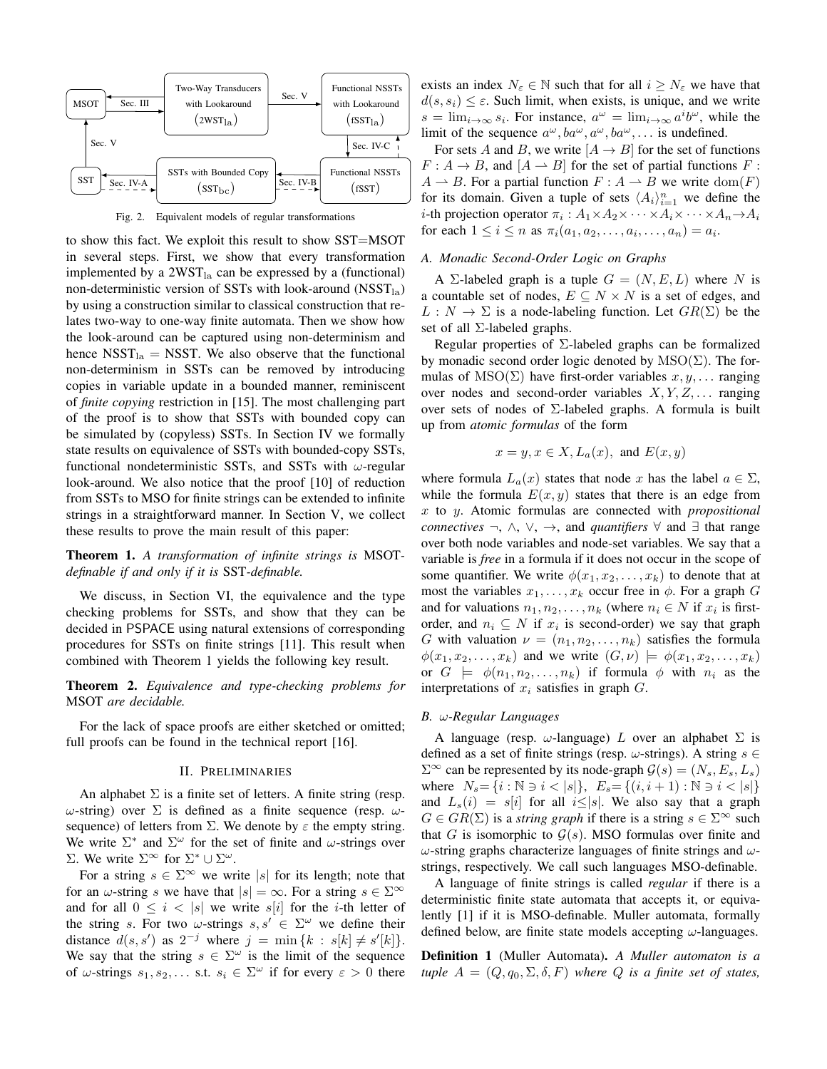Fig. 2. Equivalent models of regular transformations

to show this fact. We exploit this result to show SST=MSOT in several steps. First, we show that every transformation implemented by a $2WST_{la}$ can be expressed by a (functional) non-deterministic version of SSTs with look-around ($NSST_{la}$) by using a construction similar to classical construction that relates two-way to one-way finite automata. Then we show how the look-around can be captured using non-determinism and hence $NSST_{la}$ = NSST. We also observe that the functional non-determinism in SSTs can be removed by introducing copies in variable update in a bounded manner, reminiscent of *finite copying* restriction in [15]. The most challenging part of the proof is to show that SSTs with bounded copy can be simulated by (copyless) SSTs. In Section IV we formally state results on equivalence of SSTs with bounded-copy SSTs, functional nondeterministic SSTs, and SSTs with $\omega$-regular look-around. We also notice that the proof [10] of reduction from SSTs to MSO for finite strings can be extended to infinite strings in a straightforward manner. In Section V, we collect these results to prove the main result of this paper:

**Theorem 1.** *A transformation of infinite strings is* MSOT*-definable if and only if it is* SST*-definable.*

We discuss, in Section VI, the equivalence and the type checking problems for SSTs, and show that they can be decided in PSPACE using natural extensions of corresponding procedures for SSTs on finite strings [11]. This result when combined with Theorem 1 yields the following key result.

**Theorem 2.** *Equivalence and type-checking problems for* MSOT *are decidable.*

For the lack of space proofs are either sketched or omitted; full proofs can be found in the technical report [16].

## II. Preliminaries

An alphabet $\Sigma$ is a finite set of letters. A finite string (resp. $\omega$-string) over $\Sigma$ is defined as a finite sequence (resp. $\omega$-sequence) of letters from $\Sigma$. We denote by $\varepsilon$ the empty string. We write $\Sigma^*$ and $\Sigma^\omega$ for the set of finite and $\omega$-strings over $\Sigma$. We write $\Sigma^\infty$ for $\Sigma^* \cup \Sigma^\omega$.

For a string $s \in \Sigma^\infty$ we write $|s|$ for its length; note that for an $\omega$-string $s$ we have that $|s| = \infty$. For a string $s \in \Sigma^\infty$ and for all $0 \leq i < |s|$ we write $s[i]$ for the $i$-th letter of the string $s$. For two $\omega$-strings $s, s' \in \Sigma^\omega$ we define their distance $d(s, s')$ as $2^{-j}$ where $j = \min\{k : s[k] \neq s'[k]\}$. We say that the string $s \in \Sigma^\omega$ is the limit of the sequence of $\omega$-strings $s_1, s_2, \ldots$ s.t. $s_i \in \Sigma^\omega$ if for every $\varepsilon > 0$ there exists an index $N_\varepsilon \in \mathbb{N}$ such that for all $i \geq N_\varepsilon$ we have that $d(s, s_i) \leq \varepsilon$. Such limit, when exists, is unique, and we write $s = \lim_{i\to\infty} s_i$. For instance, $a^\omega = \lim_{i\to\infty} a^i b^\omega$, while the limit of the sequence $a^\omega, ba^\omega, a^\omega, ba^\omega, \ldots$ is undefined.

For sets $A$ and $B$, we write $[A \to B]$ for the set of functions $F : A \to B$, and $[A \rightharpoonup B]$ for the set of partial functions $F : A \rightharpoonup B$. For a partial function $F : A \rightharpoonup B$ we write $\mathrm{dom}(F)$ for its domain. Given a tuple of sets $\langle A_i \rangle_{i=1}^n$ we define the $i$-th projection operator $\pi_i : A_1 \times A_2 \times \cdots \times A_i \times \cdots \times A_n \to A_i$ for each $1 \leq i \leq n$ as $\pi_i(a_1, a_2, \ldots, a_i, \ldots, a_n) = a_i$.

### A. Monadic Second-Order Logic on Graphs

A $\Sigma$-labeled graph is a tuple $G = (N, E, L)$ where $N$ is a countable set of nodes, $E \subseteq N \times N$ is a set of edges, and $L : N \to \Sigma$ is a node-labeling function. Let $GR(\Sigma)$ be the set of all $\Sigma$-labeled graphs.

Regular properties of $\Sigma$-labeled graphs can be formalized by monadic second order logic denoted by $\mathrm{MSO}(\Sigma)$. The formulas of $\mathrm{MSO}(\Sigma)$ have first-order variables $x, y, \ldots$ ranging over nodes and second-order variables $X, Y, Z, \ldots$ ranging over sets of nodes of $\Sigma$-labeled graphs. A formula is built up from *atomic formulas* of the form

$$x = y, x \in X, L_a(x), \text{ and } E(x, y)$$

where formula $L_a(x)$ states that node $x$ has the label $a \in \Sigma$, while the formula $E(x, y)$ states that there is an edge from $x$ to $y$. Atomic formulas are connected with *propositional connectives* $\neg$, $\wedge$, $\vee$, $\to$, and *quantifiers* $\forall$ and $\exists$ that range over both node variables and node-set variables. We say that a variable is *free* in a formula if it does not occur in the scope of some quantifier. We write $\phi(x_1, x_2, \ldots, x_k)$ to denote that at most the variables $x_1, \ldots, x_k$ occur free in $\phi$. For a graph $G$ and for valuations $n_1, n_2, \ldots, n_k$ (where $n_i \in N$ if $x_i$ is first-order, and $n_i \subseteq N$ if $x_i$ is second-order) we say that graph $G$ with valuation $\nu = (n_1, n_2, \ldots, n_k)$ satisfies the formula $\phi(x_1, x_2, \ldots, x_k)$ and we write $(G, \nu) \models \phi(x_1, x_2, \ldots, x_k)$ or $G \models \phi(n_1, n_2, \ldots, n_k)$ if formula $\phi$ with $n_i$ as the interpretations of $x_i$ satisfies in graph $G$.

### B. ω-Regular Languages

A language (resp. $\omega$-language) $L$ over an alphabet $\Sigma$ is defined as a set of finite strings (resp. $\omega$-strings). A string $s \in \Sigma^\infty$ can be represented by its node-graph $\mathcal{G}(s) = (N_s, E_s, L_s)$ where $N_s = \{i : \mathbb{N} \ni i < |s|\}$, $E_s = \{(i, i+1) : \mathbb{N} \ni i < |s|\}$ and $L_s(i) = s[i]$ for all $i \leq |s|$. We also say that a graph $G \in GR(\Sigma)$ is a *string graph* if there is a string $s \in \Sigma^\infty$ such that $G$ is isomorphic to $\mathcal{G}(s)$. MSO formulas over finite and $\omega$-string graphs characterize languages of finite strings and $\omega$-strings, respectively. We call such languages MSO-definable.

A language of finite strings is called *regular* if there is a deterministic finite state automata that accepts it, or equivalently [1] if it is MSO-definable. Muller automata, formally defined below, are finite state models accepting $\omega$-languages.

**Definition 1** (Muller Automata). *A Muller automaton is a tuple $A = (Q, q_0, \Sigma, \delta, F)$ where $Q$ is a finite set of states,*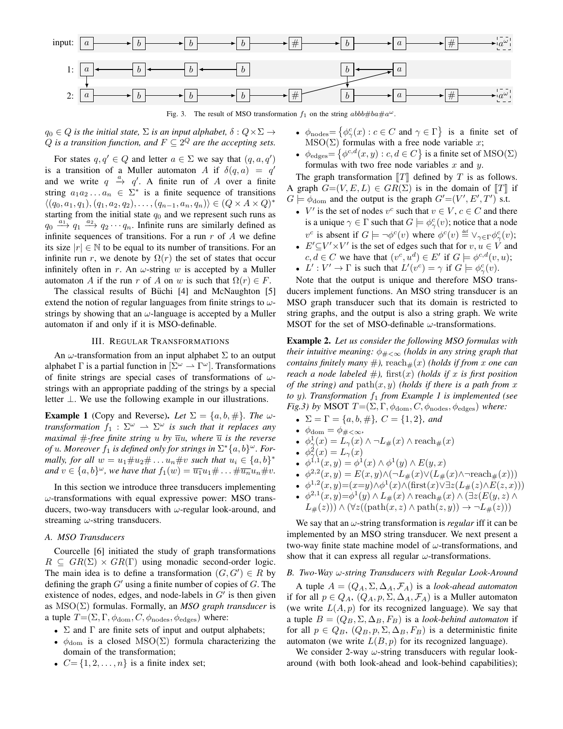Fig. 3. The result of MSO transformation $f_1$ on the string $abbb\#ba\#a^\omega$.

$q_0 \in Q$ *is the initial state,* $\Sigma$ *is an input alphabet,* $\delta : Q \times \Sigma \to Q$ *is a transition function, and* $F \subseteq 2^Q$ *are the accepting sets.*

For states $q, q' \in Q$ and letter $a \in \Sigma$ we say that $(q, a, q')$ is a transition of a Muller automaton $A$ if $\delta(q, a) = q'$ and we write $q \xrightarrow{a} q'$. A finite run of $A$ over a finite string $a_1 a_2 \ldots a_n \in \Sigma^*$ is a finite sequence of transitions $\langle (q_0, a_1, q_1), (q_1, a_2, q_2), \ldots, (q_{n-1}, a_n, q_n) \rangle \in (Q \times A \times Q)^*$ starting from the initial state $q_0$ and we represent such runs as $q_0 \xrightarrow{a_1} q_1 \xrightarrow{a_2} q_2 \cdots q_n$. Infinite runs are similarly defined as infinite sequences of transitions. For a run $r$ of $A$ we define its size $|r| \in \mathbb{N}$ to be equal to its number of transitions. For an infinite run $r$, we denote by $\Omega(r)$ the set of states that occur infinitely often in $r$. An $\omega$-string $w$ is accepted by a Muller automaton $A$ if the run $r$ of $A$ on $w$ is such that $\Omega(r) \in F$.

The classical results of Büchi [4] and McNaughton [5] extend the notion of regular languages from finite strings to $\omega$-strings by showing that an $\omega$-language is accepted by a Muller automaton if and only if it is MSO-definable.

## III. Regular Transformations

An $\omega$-transformation from an input alphabet $\Sigma$ to an output alphabet $\Gamma$ is a partial function in $[\Sigma^\omega \rightharpoonup \Gamma^\omega]$. Transformations of finite strings are special cases of transformations of $\omega$-strings with an appropriate padding of the strings by a special letter $\perp$. We use the following example in our illustrations.

**Example 1** (Copy and Reverse). *Let* $\Sigma = \{a, b, \#\}$. *The* $\omega$-*transformation* $f_1 : \Sigma^\omega \rightharpoonup \Sigma^\omega$ *is such that it replaces any maximal* $\#$-*free finite string* $u$ *by* $\overline{u}u$, *where* $\overline{u}$ *is the reverse of* $u$. *Moreover* $f_1$ *is defined only for strings in* $\Sigma^*\{a, b\}^\omega$. *Formally, for all* $w = u_1\#u_2\#\ldots u_n\#v$ *such that* $u_i \in \{a, b\}^*$ *and* $v \in \{a, b\}^\omega$, *we have that* $f_1(w) = \overline{u_1}u_1\#\ldots\#\overline{u_n}u_n\#v$.

In this section we introduce three transducers implementing $\omega$-transformations with equal expressive power: MSO transducers, two-way transducers with $\omega$-regular look-around, and streaming $\omega$-string transducers.

### A. MSO Transducers

Courcelle [6] initiated the study of graph transformations $R \subseteq GR(\Sigma) \times GR(\Gamma)$ using monadic second-order logic. The main idea is to define a transformation $(G, G') \in R$ by defining the graph $G'$ using a finite number of copies of $G$. The existence of nodes, edges, and node-labels in $G'$ is then given as $\mathrm{MSO}(\Sigma)$ formulas. Formally, an *MSO graph transducer* is a tuple $T = (\Sigma, \Gamma, \phi_{\mathrm{dom}}, C, \phi_{\mathrm{nodes}}, \phi_{\mathrm{edges}})$ where:

- $\Sigma$ and $\Gamma$ are finite sets of input and output alphabets;
- $\phi_{\mathrm{dom}}$ is a closed $\mathrm{MSO}(\Sigma)$ formula characterizing the domain of the transformation;
- $C = \{1, 2, \ldots, n\}$ is a finite index set;
- $\phi_{\mathrm{nodes}} = \{\phi^c_\gamma(x) : c \in C \text{ and } \gamma \in \Gamma\}$ is a finite set of $\mathrm{MSO}(\Sigma)$ formulas with a free node variable $x$;
- $\phi_{\mathrm{edges}} = \{\phi^{c,d}(x, y) : c, d \in C\}$ is a finite set of $\mathrm{MSO}(\Sigma)$ formulas with two free node variables $x$ and $y$.

The graph transformation $[\![T]\!]$ defined by $T$ is as follows. A graph $G = (V, E, L) \in GR(\Sigma)$ is in the domain of $[\![T]\!]$ if $G \models \phi_{\mathrm{dom}}$ and the output is the graph $G' = (V', E', T')$ s.t.

- $V'$ is the set of nodes $v^c$ such that $v \in V$, $c \in C$ and there is a unique $\gamma \in \Gamma$ such that $G \models \phi^c_\gamma(v)$; notice that a node $v^c$ is absent if $G \models \neg\phi^c(v)$ where $\phi^c(v) \stackrel{\text{def}}{=} \vee_{\gamma \in \Gamma} \phi^c_\gamma(v)$;
- $E' \subseteq V' \times V'$ is the set of edges such that for $v, u \in V$ and $c, d \in C$ we have that $(v^c, u^d) \in E'$ if $G \models \phi^{c,d}(v, u)$;
- $L' : V' \to \Gamma$ is such that $L'(v^c) = \gamma$ if $G \models \phi^c_\gamma(v)$.

Note that the output is unique and therefore MSO transducers implement functions. An MSO string transducer is an MSO graph transducer such that its domain is restricted to string graphs, and the output is also a string graph. We write MSOT for the set of MSO-definable $\omega$-transformations.

**Example 2.** *Let us consider the following MSO formulas with their intuitive meaning:* $\phi_{\# < \infty}$ *(holds in any string graph that contains finitely many* $\#$*),* $\mathrm{reach}_\#(x)$ *(holds if from* $x$ *one can reach a node labeled* $\#$*),* $\mathrm{first}(x)$ *(holds if* $x$ *is first position of the string) and* $\mathrm{path}(x, y)$ *(holds if there is a path from* $x$ *to* $y$*). Transformation* $f_1$ *from Example 1 is implemented (see Fig.3) by* MSOT $T = (\Sigma, \Gamma, \phi_{\mathrm{dom}}, C, \phi_{\mathrm{nodes}}, \phi_{\mathrm{edges}})$ *where:*

- $\Sigma = \Gamma = \{a, b, \#\}$, $C = \{1, 2\}$, *and*
- $\phi_{\mathrm{dom}} = \phi_{\# < \infty}$,
- $\phi^1_\gamma(x) = L_\gamma(x) \wedge \neg L_\#(x) \wedge \mathrm{reach}_\#(x)$
- $\phi^2_\gamma(x) = L_\gamma(x)$
- $\phi^{1,1}(x, y) = \phi^1(x) \wedge \phi^1(y) \wedge E(y, x)$
- $\phi^{2,2}(x, y) = E(x, y) \wedge (\neg L_\#(x) \vee (L_\#(x) \wedge \neg \mathrm{reach}_\#(x)))$
- $\phi^{1,2}(x, y) = (x{=}y) \wedge \phi^1(x) \wedge (\mathrm{first}(x) \vee \exists z (L_\#(z) \wedge E(z, x)))$
- $\phi^{2,1}(x, y) = \phi^1(y) \wedge L_\#(x) \wedge \mathrm{reach}_\#(x) \wedge (\exists z (E(y, z) \wedge L_\#(z))) \wedge (\forall z ((\mathrm{path}(x, z) \wedge \mathrm{path}(z, y)) \to \neg L_\#(z)))$

We say that an $\omega$-string transformation is *regular* iff it can be implemented by an MSO string transducer. We next present a two-way finite state machine model of $\omega$-transformations, and show that it can express all regular $\omega$-transformations.

### B. Two-Way $\omega$-string Transducers with Regular Look-Around

A tuple $A = (Q_A, \Sigma, \Delta_A, \mathcal{F}_A)$ is a *look-ahead automaton* if for all $p \in Q_A$, $(Q_A, p, \Sigma, \Delta_A, \mathcal{F}_A)$ is a Muller automaton (we write $L(A, p)$ for its recognized language). We say that a tuple $B = (Q_B, \Sigma, \Delta_B, F_B)$ is a *look-behind automaton* if for all $p \in Q_B$, $(Q_B, p, \Sigma, \Delta_B, F_B)$ is a deterministic finite automaton (we write $L(B, p)$ for its recognized language).

We consider 2-way $\omega$-string transducers with regular look-around (with both look-ahead and look-behind capabilities);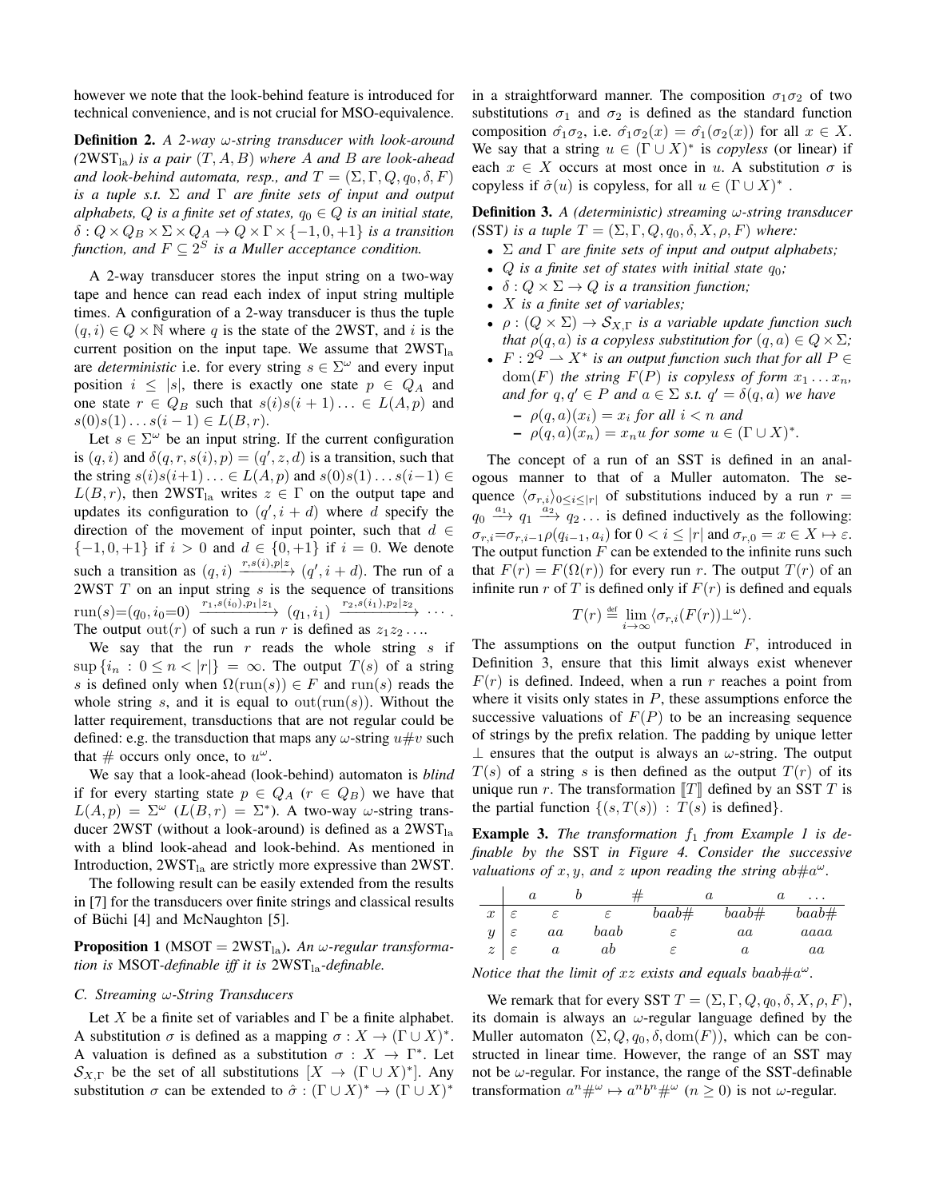however we note that the look-behind feature is introduced for technical convenience, and is not crucial for MSO-equivalence.

**Definition 2.** *A 2-way $\omega$-string transducer with look-around ($2\mathrm{WST}_{\mathrm{la}}$) is a pair $(T, A, B)$ where $A$ and $B$ are look-ahead and look-behind automata, resp., and $T = (\Sigma, \Gamma, Q, q_0, \delta, F)$ is a tuple s.t. $\Sigma$ and $\Gamma$ are finite sets of input and output alphabets, $Q$ is a finite set of states, $q_0 \in Q$ is an initial state, $\delta : Q \times Q_B \times \Sigma \times Q_A \to Q \times \Gamma \times \{-1, 0, +1\}$ is a transition function, and $F \subseteq 2^S$ is a Muller acceptance condition.*

A 2-way transducer stores the input string on a two-way tape and hence can read each index of input string multiple times. A configuration of a 2-way transducer is thus the tuple $(q, i) \in Q \times \mathbb{N}$ where $q$ is the state of the 2WST, and $i$ is the current position on the input tape. We assume that $2\mathrm{WST}_{\mathrm{la}}$ are *deterministic* i.e. for every string $s \in \Sigma^\omega$ and every input position $i \le |s|$, there is exactly one state $p \in Q_A$ and one state $r \in Q_B$ such that $s(i)s(i+1)\ldots \in L(A, p)$ and $s(0)s(1)\ldots s(i-1) \in L(B, r)$.

Let $s \in \Sigma^\omega$ be an input string. If the current configuration is $(q, i)$ and $\delta(q, r, s(i), p) = (q', z, d)$ is a transition, such that the string $s(i)s(i+1)\ldots \in L(A, p)$ and $s(0)s(1)\ldots s(i-1) \in L(B, r)$, then $2\mathrm{WST}_{\mathrm{la}}$ writes $z \in \Gamma$ on the output tape and updates its configuration to $(q', i + d)$ where $d$ specify the direction of the movement of input pointer, such that $d \in \{-1, 0, +1\}$ if $i > 0$ and $d \in \{0, +1\}$ if $i = 0$. We denote such a transition as $(q, i) \xrightarrow{r, s(i), p|z} (q', i + d)$. The run of a 2WST $T$ on an input string $s$ is the sequence of transitions $\mathrm{run}(s) = (q_0, i_0{=}0) \xrightarrow{r_1, s(i_0), p_1|z_1} (q_1, i_1) \xrightarrow{r_2, s(i_1), p_2|z_2} \cdots$. The output $\mathrm{out}(r)$ of such a run $r$ is defined as $z_1 z_2 \ldots$.

We say that the run $r$ reads the whole string $s$ if $\sup\{i_n : 0 \le n < |r|\} = \infty$. The output $T(s)$ of a string $s$ is defined only when $\Omega(\mathrm{run}(s)) \in F$ and $\mathrm{run}(s)$ reads the whole string $s$, and it is equal to $\mathrm{out}(\mathrm{run}(s))$. Without the latter requirement, transductions that are not regular could be defined: e.g. the transduction that maps any $\omega$-string $u\#v$ such that $\#$ occurs only once, to $u^\omega$.

We say that a look-ahead (look-behind) automaton is *blind* if for every starting state $p \in Q_A$ ($r \in Q_B$) we have that $L(A, p) = \Sigma^\omega$ ($L(B, r) = \Sigma^*$). A two-way $\omega$-string transducer 2WST (without a look-around) is defined as a $2\mathrm{WST}_{\mathrm{la}}$ with a blind look-ahead and look-behind. As mentioned in Introduction, $2\mathrm{WST}_{\mathrm{la}}$ are strictly more expressive than 2WST.

The following result can be easily extended from the results in [7] for the transducers over finite strings and classical results of Büchi [4] and McNaughton [5].

**Proposition 1** ($\mathrm{MSOT} = 2\mathrm{WST}_{\mathrm{la}}$). *An $\omega$-regular transformation is MSOT-definable iff it is $2\mathrm{WST}_{\mathrm{la}}$-definable.*

### C. Streaming $\omega$-String Transducers

Let $X$ be a finite set of variables and $\Gamma$ be a finite alphabet. A substitution $\sigma$ is defined as a mapping $\sigma : X \to (\Gamma \cup X)^*$. A valuation is defined as a substitution $\sigma : X \to \Gamma^*$. Let $\mathcal{S}_{X,\Gamma}$ be the set of all substitutions $[X \to (\Gamma \cup X)^*]$. Any substitution $\sigma$ can be extended to $\hat{\sigma} : (\Gamma \cup X)^* \to (\Gamma \cup X)^*$ in a straightforward manner. The composition $\sigma_1\sigma_2$ of two substitutions $\sigma_1$ and $\sigma_2$ is defined as the standard function composition $\hat{\sigma_1}\sigma_2$, i.e. $\hat{\sigma_1}\sigma_2(x) = \hat{\sigma_1}(\sigma_2(x))$ for all $x \in X$. We say that a string $u \in (\Gamma \cup X)^*$ is *copyless* (or linear) if each $x \in X$ occurs at most once in $u$. A substitution $\sigma$ is copyless if $\hat{\sigma}(u)$ is copyless, for all $u \in (\Gamma \cup X)^*$.

**Definition 3.** *A (deterministic) streaming $\omega$-string transducer (SST) is a tuple $T = (\Sigma, \Gamma, Q, q_0, \delta, X, \rho, F)$ where:*

- *$\Sigma$ and $\Gamma$ are finite sets of input and output alphabets;*
- *$Q$ is a finite set of states with initial state $q_0$;*
- *$\delta : Q \times \Sigma \to Q$ is a transition function;*
- *$X$ is a finite set of variables;*
- *$\rho : (Q \times \Sigma) \to \mathcal{S}_{X,\Gamma}$ is a variable update function such that $\rho(q, a)$ is a copyless substitution for $(q, a) \in Q \times \Sigma$;*
- *$F : 2^Q \rightharpoonup X^*$ is an output function such that for all $P \in \mathrm{dom}(F)$ the string $F(P)$ is copyless of form $x_1 \ldots x_n$, and for $q, q' \in P$ and $a \in \Sigma$ s.t. $q' = \delta(q, a)$ we have*
  - *$\rho(q, a)(x_i) = x_i$ for all $i < n$ and*
  - *$\rho(q, a)(x_n) = x_n u$ for some $u \in (\Gamma \cup X)^*$.*

The concept of a run of an SST is defined in an analogous manner to that of a Muller automaton. The sequence $\langle \sigma_{r,i} \rangle_{0 \le i \le |r|}$ of substitutions induced by a run $r = q_0 \xrightarrow{a_1} q_1 \xrightarrow{a_2} q_2 \ldots$ is defined inductively as the following: $\sigma_{r,i} = \sigma_{r,i-1}\rho(q_{i-1}, a_i)$ for $0 < i \le |r|$ and $\sigma_{r,0} = x \in X \mapsto \varepsilon$. The output function $F$ can be extended to the infinite runs such that $F(r) = F(\Omega(r))$ for every run $r$. The output $T(r)$ of an infinite run $r$ of $T$ is defined only if $F(r)$ is defined and equals

$$T(r) \stackrel{\text{def}}{=} \lim_{i \to \infty} \langle \sigma_{r,i}(F(r)) \bot^\omega \rangle.$$

The assumptions on the output function $F$, introduced in Definition 3, ensure that this limit always exist whenever $F(r)$ is defined. Indeed, when a run $r$ reaches a point from where it visits only states in $P$, these assumptions enforce the successive valuations of $F(P)$ to be an increasing sequence of strings by the prefix relation. The padding by unique letter $\bot$ ensures that the output is always an $\omega$-string. The output $T(s)$ of a string $s$ is then defined as the output $T(r)$ of its unique run $r$. The transformation $[\![T]\!]$ defined by an SST $T$ is the partial function $\{(s, T(s)) : T(s) \text{ is defined}\}$.

**Example 3.** *The transformation $f_1$ from Example 1 is definable by the SST in Figure 4. Consider the successive valuations of $x, y,$ and $z$ upon reading the string $ab\#a^\omega$.*

| | | $a$ | $b$ | $\#$ | $a$ | $a$ | $\ldots$ |
|---|---|---|---|---|---|---|---|
| $x$ | $\varepsilon$ | $\varepsilon$ | $\varepsilon$ | $baab\#$ | $baab\#$ | $baab\#$ | |
| $y$ | $\varepsilon$ | $aa$ | $baab$ | $\varepsilon$ | $aa$ | $aaaa$ | |
| $z$ | $\varepsilon$ | $a$ | $ab$ | $\varepsilon$ | $a$ | $aa$ | |

*Notice that the limit of $xz$ exists and equals $baab\#a^\omega$.*

We remark that for every SST $T = (\Sigma, \Gamma, Q, q_0, \delta, X, \rho, F)$, its domain is always an $\omega$-regular language defined by the Muller automaton $(\Sigma, Q, q_0, \delta, \mathrm{dom}(F))$, which can be constructed in linear time. However, the range of an SST may not be $\omega$-regular. For instance, the range of the SST-definable transformation $a^n\#^\omega \mapsto a^n b^n \#^\omega$ ($n \ge 0$) is not $\omega$-regular.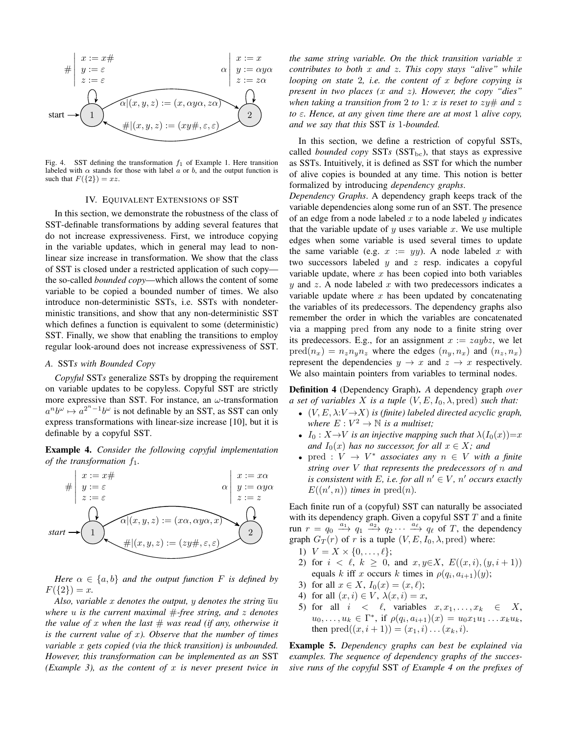Fig. 4. SST defining the transformation $f_1$ of Example 1. Here transition labeled with $\alpha$ stands for those with label $a$ or $b$, and the output function is such that $F(\{2\}) = xz$.

## IV. Equivalent Extensions of SST

In this section, we demonstrate the robustness of the class of SST-definable transformations by adding several features that do not increase expressiveness. First, we introduce copying in the variable updates, which in general may lead to non-linear size increase in transformation. We show that the class of SST is closed under a restricted application of such copy—the so-called *bounded copy*—which allows the content of some variable to be copied a bounded number of times. We also introduce non-deterministic SSTs, i.e. SSTs with nondeterministic transitions, and show that any non-deterministic SST which defines a function is equivalent to some (deterministic) SST. Finally, we show that enabling the transitions to employ regular look-around does not increase expressiveness of SST.

### A. SSTs with Bounded Copy

*Copyful* SST*s* generalize SSTs by dropping the requirement on variable updates to be copyless. Copyful SST are strictly more expressive than SST. For instance, an $\omega$-transformation $a^n b^\omega \mapsto a^{2^n-1} b^\omega$ is not definable by an SST, as SST can only express transformations with linear-size increase [10], but it is definable by a copyful SST.

**Example 4.** *Consider the following copyful implementation of the transformation $f_1$.*

*Here $\alpha \in \{a, b\}$ and the output function $F$ is defined by $F(\{2\}) = x$.*

*Also, variable $x$ denotes the output, $y$ denotes the string $\overline{u}u$ where $u$ is the current maximal $\#$-free string, and $z$ denotes the value of $x$ when the last $\#$ was read (if any, otherwise it is the current value of $x$). Observe that the number of times variable $x$ gets copied (via the thick transition) is unbounded. However, this transformation can be implemented as an* SST *(Example 3), as the content of $x$ is never present twice in the same string variable. On the thick transition variable $x$ contributes to both $x$ and $z$. This copy stays "alive" while looping on state 2, i.e. the content of $x$ before copying is present in two places ($x$ and $z$). However, the copy "dies" when taking a transition from 2 to 1: $x$ is reset to $zy\#$ and $z$ to $\varepsilon$. Hence, at any given time there are at most 1 alive copy, and we say that this* SST *is 1-bounded.*

In this section, we define a restriction of copyful SSTs, called *bounded copy* SST*s* ($\mathrm{SST_{bc}}$), that stays as expressive as SSTs. Intuitively, it is defined as SST for which the number of alive copies is bounded at any time. This notion is better formalized by introducing *dependency graphs*.

*Dependency Graphs*. A dependency graph keeps track of the variable dependencies along some run of an SST. The presence of an edge from a node labeled $x$ to a node labeled $y$ indicates that the variable update of $y$ uses variable $x$. We use multiple edges when some variable is used several times to update the same variable (e.g. $x := yy$). A node labeled $x$ with two successors labeled $y$ and $z$ resp. indicates a copyful variable update, where $x$ has been copied into both variables $y$ and $z$. A node labeled $x$ with two predecessors indicates a variable update where $x$ has been updated by concatenating the variables of its predecessors. The dependency graphs also remember the order in which the variables are concatenated via a mapping pred from any node to a finite string over its predecessors. E.g., for an assignment $x := zaybz$, we let $\mathrm{pred}(n_x) = n_z n_y n_z$ where the edges $(n_y, n_x)$ and $(n_z, n_x)$ represent the dependencies $y \to x$ and $z \to x$ respectively. We also maintain pointers from variables to terminal nodes.

**Definition 4** (Dependency Graph)**.** *A dependency graph over a set of variables $X$ is a tuple $(V, E, I_0, \lambda, \mathrm{pred})$ such that:*

- *$(V, E, \lambda{:}V \to X)$ is (finite) labeled directed acyclic graph, where $E : V^2 \to \mathbb{N}$ is a multiset;*
- *$I_0 : X \to V$ is an injective mapping such that $\lambda(I_0(x)) = x$ and $I_0(x)$ has no successor, for all $x \in X$; and*
- *$\mathrm{pred} : V \to V^*$ associates any $n \in V$ with a finite string over $V$ that represents the predecessors of $n$ and is consistent with $E$, i.e. for all $n' \in V$, $n'$ occurs exactly $E((n', n))$ times in $\mathrm{pred}(n)$.*

Each finite run of a (copyful) SST can naturally be associated with its dependency graph. Given a copyful SST $T$ and a finite run $r = q_0 \xrightarrow{a_1} q_1 \xrightarrow{a_2} q_2 \cdots \xrightarrow{a_\ell} q_\ell$ of $T$, the dependency graph $G_T(r)$ of $r$ is a tuple $(V, E, I_0, \lambda, \mathrm{pred})$ where:

1) $V = X \times \{0, \ldots, \ell\}$;
2) for $i < \ell$, $k \geq 0$, and $x, y \in X$, $E((x, i), (y, i+1))$ equals $k$ iff $x$ occurs $k$ times in $\rho(q_i, a_{i+1})(y)$;
3) for all $x \in X$, $I_0(x) = (x, \ell)$;
4) for all $(x, i) \in V$, $\lambda(x, i) = x$,
5) for all $i < \ell$, variables $x, x_1, \ldots, x_k \in X$, $u_0, \ldots, u_k \in \Gamma^*$, if $\rho(q_i, a_{i+1})(x) = u_0 x_1 u_1 \ldots x_k u_k$, then $\mathrm{pred}((x, i+1)) = (x_1, i) \ldots (x_k, i)$.

**Example 5.** *Dependency graphs can best be explained via examples. The sequence of dependency graphs of the successive runs of the copyful* SST *of Example 4 on the prefixes of*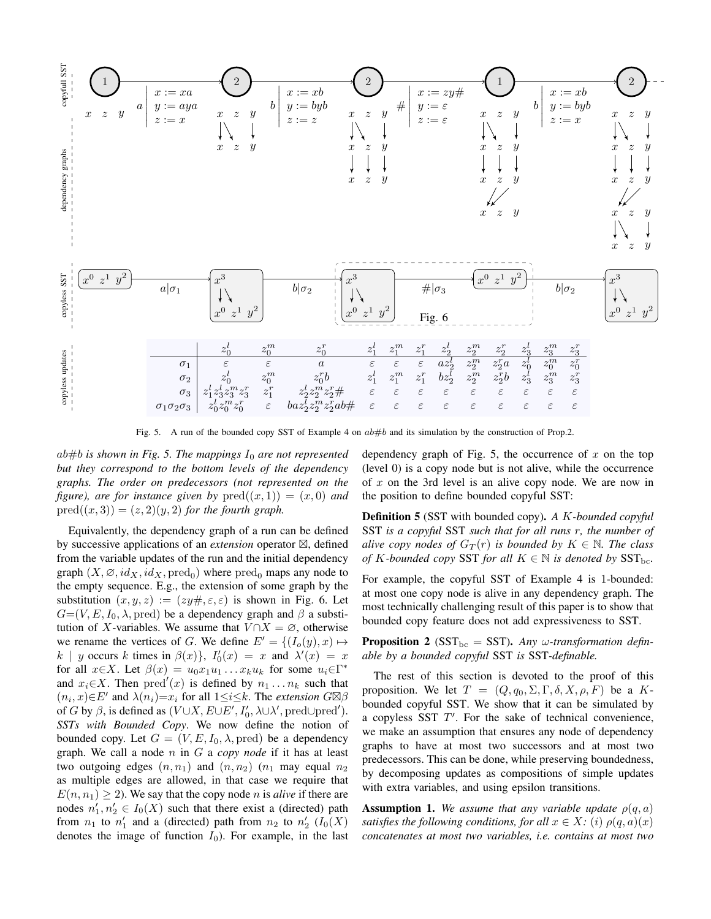|  | $z_0^l$ | $z_0^m$ | $z_0^r$ | $z_1^l$ | $z_1^m$ | $z_1^r$ | $z_2^l$ | $z_2^m$ | $z_2^r$ | $z_3^l$ | $z_3^m$ | $z_3^r$ |
|---|---|---|---|---|---|---|---|---|---|---|---|---|
| $\sigma_1$ | $\varepsilon$ | $\varepsilon$ | $a$ | $\varepsilon$ | $\varepsilon$ | $\varepsilon$ | $az_2^l$ | $z_2^m$ | $z_2^r a$ | $z_0^l$ | $z_0^m$ | $z_0^r$ |
| $\sigma_2$ | $z_0^l$ | $z_0^m$ | $z_0^r b$ | $z_1^l$ | $z_1^m$ | $z_1^r$ | $bz_2^l$ | $z_2^m$ | $z_2^r b$ | $z_3^l$ | $z_3^m$ | $z_3^r$ |
| $\sigma_3$ | $z_1^l z_3^l z_3^m z_3^r$ | $z_1^r$ | $z_2^l z_2^m z_2^r \#$ | $\varepsilon$ | $\varepsilon$ | $\varepsilon$ | $\varepsilon$ | $\varepsilon$ | $\varepsilon$ | $\varepsilon$ | $\varepsilon$ | $\varepsilon$ |
| $\sigma_1\sigma_2\sigma_3$ | $z_0^l z_0^m z_0^r$ | $\varepsilon$ | $baz_2^l z_2^m z_2^r ab\#$ | $\varepsilon$ | $\varepsilon$ | $\varepsilon$ | $\varepsilon$ | $\varepsilon$ | $\varepsilon$ | $\varepsilon$ | $\varepsilon$ | $\varepsilon$ |

Fig. 5. A run of the bounded copy SST of Example 4 on $ab\#b$ and its simulation by the construction of Prop.2.

*$ab\#b$ is shown in Fig. 5. The mappings $I_0$ are not represented but they correspond to the bottom levels of the dependency graphs. The order on predecessors (not represented on the figure), are for instance given by $\text{pred}((x,1)) = (x,0)$ and $\text{pred}((x,3)) = (z,2)(y,2)$ for the fourth graph.*

Equivalently, the dependency graph of a run can be defined by successive applications of an *extension* operator $\boxtimes$, defined from the variable updates of the run and the initial dependency graph $(X, \varnothing, id_X, id_X, \text{pred}_0)$ where $\text{pred}_0$ maps any node to the empty sequence. E.g., the extension of some graph by the substitution $(x, y, z) := (zy\#, \varepsilon, \varepsilon)$ is shown in Fig. 6. Let $G{=}(V, E, I_0, \lambda, \text{pred})$ be a dependency graph and $\beta$ a substitution of $X$-variables. We assume that $V \cap X = \varnothing$, otherwise we rename the vertices of $G$. We define $E' = \{(I_o(y), x) \mapsto k \mid y \text{ occurs } k \text{ times in } \beta(x)\}$, $I_0'(x) = x$ and $\lambda'(x) = x$ for all $x{\in}X$. Let $\beta(x) = u_0 x_1 u_1 \dots x_k u_k$ for some $u_i{\in}\Gamma^*$ and $x_i{\in}X$. Then $\text{pred}'(x)$ is defined by $n_1 \dots n_k$ such that $(n_i, x){\in}E'$ and $\lambda(n_i){=}x_i$ for all $1{\leq}i{\leq}k$. The *extension* $G{\boxtimes}\beta$ of $G$ by $\beta$, is defined as $(V{\cup}X, E{\cup}E', I_0', \lambda{\cup}\lambda', \text{pred}{\cup}\text{pred}')$.
*SSTs with Bounded Copy*. We now define the notion of bounded copy. Let $G = (V, E, I_0, \lambda, \text{pred})$ be a dependency graph. We call a node $n$ in $G$ a *copy node* if it has at least two outgoing edges $(n, n_1)$ and $(n, n_2)$ ($n_1$ may equal $n_2$ as multiple edges are allowed, in that case we require that $E(n, n_1) \geq 2$). We say that the copy node $n$ is *alive* if there are nodes $n_1', n_2' \in I_0(X)$ such that there exist a (directed) path from $n_1$ to $n_1'$ and a (directed) path from $n_2$ to $n_2'$ ($I_0(X)$ denotes the image of function $I_0$). For example, in the last dependency graph of Fig. 5, the occurrence of $x$ on the top (level 0) is a copy node but is not alive, while the occurrence of $x$ on the 3rd level is an alive copy node. We are now in the position to define bounded copyful SST:

**Definition 5** (SST with bounded copy). *A $K$-bounded copyful* SST *is a copyful* SST *such that for all runs $r$, the number of alive copy nodes of $G_T(r)$ is bounded by $K \in \mathbb{N}$. The class of $K$-bounded copy* SST *for all $K \in \mathbb{N}$ is denoted by* $\text{SST}_{\text{bc}}$.

For example, the copyful SST of Example 4 is 1-bounded: at most one copy node is alive in any dependency graph. The most technically challenging result of this paper is to show that bounded copy feature does not add expressiveness to SST.

**Proposition 2** ($\text{SST}_{\text{bc}}$ = SST). *Any $\omega$-transformation definable by a bounded copyful* SST *is* SST*-definable.*

The rest of this section is devoted to the proof of this proposition. We let $T = (Q, q_0, \Sigma, \Gamma, \delta, X, \rho, F)$ be a $K$-bounded copyful SST. We show that it can be simulated by a copyless SST $T'$. For the sake of technical convenience, we make an assumption that ensures any node of dependency graphs to have at most two successors and at most two predecessors. This can be done, while preserving boundedness, by decomposing updates as compositions of simple updates with extra variables, and using epsilon transitions.

**Assumption 1.** *We assume that any variable update $\rho(q, a)$ satisfies the following conditions, for all $x \in X$: (i) $\rho(q, a)(x)$ concatenates at most two variables, i.e. contains at most two*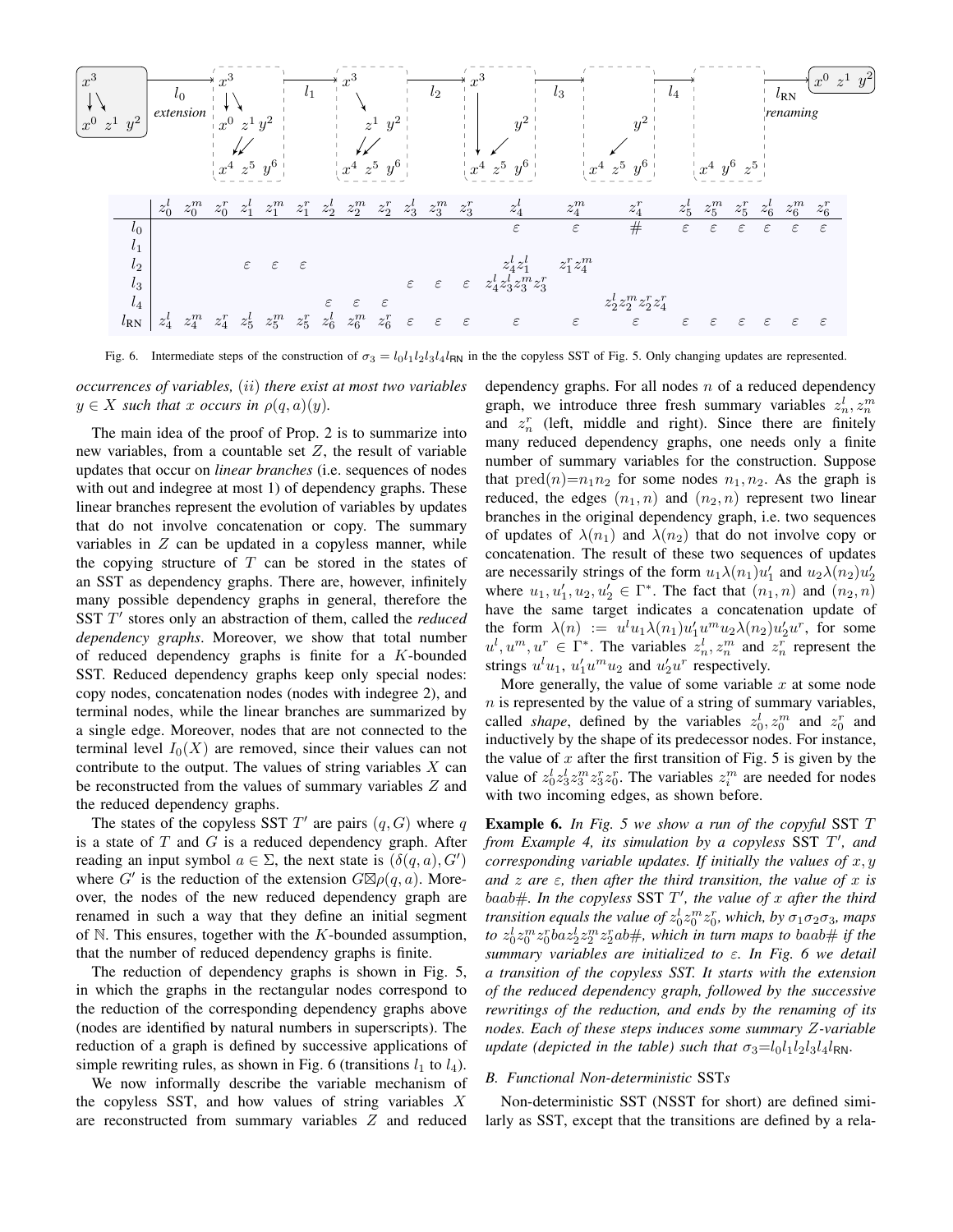| | $z_0^l$ | $z_0^m$ | $z_0^r$ | $z_1^l$ | $z_1^m$ | $z_1^r$ | $z_2^l$ | $z_2^m$ | $z_2^r$ | $z_3^l$ | $z_3^m$ | $z_3^r$ | $z_4^l$ | $z_4^m$ | $z_4^r$ | $z_5^l$ | $z_5^m$ | $z_5^r$ | $z_6^l$ | $z_6^m$ | $z_6^r$ |
|---|---|---|---|---|---|---|---|---|---|---|---|---|---|---|---|---|---|---|---|---|---|
| $l_0$ | | | | | | | | | | | | | $\varepsilon$ | $\varepsilon$ | $\#$ | $\varepsilon$ | $\varepsilon$ | $\varepsilon$ | $\varepsilon$ | $\varepsilon$ | $\varepsilon$ |
| $l_1$ | | | | | | | | | | | | | | | | | | | | | |
| $l_2$ | | | | $\varepsilon$ | $\varepsilon$ | $\varepsilon$ | | | | | | | $z_4^l z_1^l$ | $z_1^r z_4^m$ | | | | | | | |
| $l_3$ | | | | | | | | | | $\varepsilon$ | $\varepsilon$ | $\varepsilon$ | $z_4^l z_3^l z_3^m z_3^r$ | | | | | | | | |
| $l_4$ | | | | | | | $\varepsilon$ | $\varepsilon$ | $\varepsilon$ | | | | | | $z_2^l z_2^m z_2^r z_4^r$ | | | | | | |
| $l_{\mathsf{RN}}$ | $z_4^l$ | $z_4^m$ | $z_4^r$ | $z_5^l$ | $z_5^m$ | $z_5^r$ | $z_6^l$ | $z_6^m$ | $z_6^r$ | $\varepsilon$ | $\varepsilon$ | $\varepsilon$ | $\varepsilon$ | $\varepsilon$ | $\varepsilon$ | $\varepsilon$ | $\varepsilon$ | $\varepsilon$ | $\varepsilon$ | $\varepsilon$ | $\varepsilon$ |

Fig. 6. Intermediate steps of the construction of $\sigma_3 = l_0 l_1 l_2 l_3 l_4 l_{\mathsf{RN}}$ in the the copyless SST of Fig. 5. Only changing updates are represented.

*occurrences of variables,* $(ii)$ *there exist at most two variables* $y \in X$ *such that* $x$ *occurs in* $\rho(q,a)(y)$.

The main idea of the proof of Prop. 2 is to summarize into new variables, from a countable set $Z$, the result of variable updates that occur on *linear branches* (i.e. sequences of nodes with out and indegree at most 1) of dependency graphs. These linear branches represent the evolution of variables by updates that do not involve concatenation or copy. The summary variables in $Z$ can be updated in a copyless manner, while the copying structure of $T$ can be stored in the states of an SST as dependency graphs. There are, however, infinitely many possible dependency graphs in general, therefore the SST $T'$ stores only an abstraction of them, called the *reduced dependency graphs*. Moreover, we show that total number of reduced dependency graphs is finite for a $K$-bounded SST. Reduced dependency graphs keep only special nodes: copy nodes, concatenation nodes (nodes with indegree 2), and terminal nodes, while the linear branches are summarized by a single edge. Moreover, nodes that are not connected to the terminal level $I_0(X)$ are removed, since their values can not contribute to the output. The values of string variables $X$ can be reconstructed from the values of summary variables $Z$ and the reduced dependency graphs.

The states of the copyless SST $T'$ are pairs $(q, G)$ where $q$ is a state of $T$ and $G$ is a reduced dependency graph. After reading an input symbol $a \in \Sigma$, the next state is $(\delta(q,a), G')$ where $G'$ is the reduction of the extension $G \boxtimes \rho(q,a)$. Moreover, the nodes of the new reduced dependency graph are renamed in such a way that they define an initial segment of $\mathbb{N}$. This ensures, together with the $K$-bounded assumption, that the number of reduced dependency graphs is finite.

The reduction of dependency graphs is shown in Fig. 5, in which the graphs in the rectangular nodes correspond to the reduction of the corresponding dependency graphs above (nodes are identified by natural numbers in superscripts). The reduction of a graph is defined by successive applications of simple rewriting rules, as shown in Fig. 6 (transitions $l_1$ to $l_4$).

We now informally describe the variable mechanism of the copyless SST, and how values of string variables $X$ are reconstructed from summary variables $Z$ and reduced dependency graphs. For all nodes $n$ of a reduced dependency graph, we introduce three fresh summary variables $z_n^l, z_n^m$ and $z_n^r$ (left, middle and right). Since there are finitely many reduced dependency graphs, one needs only a finite number of summary variables for the construction. Suppose that $\mathrm{pred}(n) = n_1 n_2$ for some nodes $n_1, n_2$. As the graph is reduced, the edges $(n_1, n)$ and $(n_2, n)$ represent two linear branches in the original dependency graph, i.e. two sequences of updates of $\lambda(n_1)$ and $\lambda(n_2)$ that do not involve copy or concatenation. The result of these two sequences of updates are necessarily strings of the form $u_1 \lambda(n_1) u_1'$ and $u_2 \lambda(n_2) u_2'$ where $u_1, u_1', u_2, u_2' \in \Gamma^*$. The fact that $(n_1, n)$ and $(n_2, n)$ have the same target indicates a concatenation update of the form $\lambda(n) := u^l u_1 \lambda(n_1) u_1' u^m u_2 \lambda(n_2) u_2' u^r$, for some $u^l, u^m, u^r \in \Gamma^*$. The variables $z_n^l, z_n^m$ and $z_n^r$ represent the strings $u^l u_1$, $u_1' u^m u_2$ and $u_2' u^r$ respectively.

More generally, the value of some variable $x$ at some node $n$ is represented by the value of a string of summary variables, called *shape*, defined by the variables $z_0^l, z_0^m$ and $z_0^r$ and inductively by the shape of its predecessor nodes. For instance, the value of $x$ after the first transition of Fig. 5 is given by the value of $z_0^l z_3^l z_3^m z_3^r z_0^r$. The variables $z_i^m$ are needed for nodes with two incoming edges, as shown before.

**Example 6.** *In Fig. 5 we show a run of the copyful* SST $T$ *from Example 4, its simulation by a copyless* SST $T'$*, and corresponding variable updates. If initially the values of* $x, y$ *and* $z$ *are* $\varepsilon$*, then after the third transition, the value of* $x$ *is* $baab\#$*. In the copyless* SST $T'$*, the value of* $x$ *after the third transition equals the value of* $z_0^l z_0^m z_0^r$*, which, by* $\sigma_1 \sigma_2 \sigma_3$*, maps to* $z_0^l z_0^m z_0^r ba z_2^l z_2^m z_2^r ab\#$*, which in turn maps to* $baab\#$ *if the summary variables are initialized to* $\varepsilon$*. In Fig. 6 we detail a transition of the copyless SST. It starts with the extension of the reduced dependency graph, followed by the successive rewritings of the reduction, and ends by the renaming of its nodes. Each of these steps induces some summary* $Z$*-variable update (depicted in the table) such that* $\sigma_3 = l_0 l_1 l_2 l_3 l_4 l_{\mathsf{RN}}$.

### B. Functional Non-deterministic SSTs

Non-deterministic SST (NSST for short) are defined similarly as SST, except that the transitions are defined by a rela-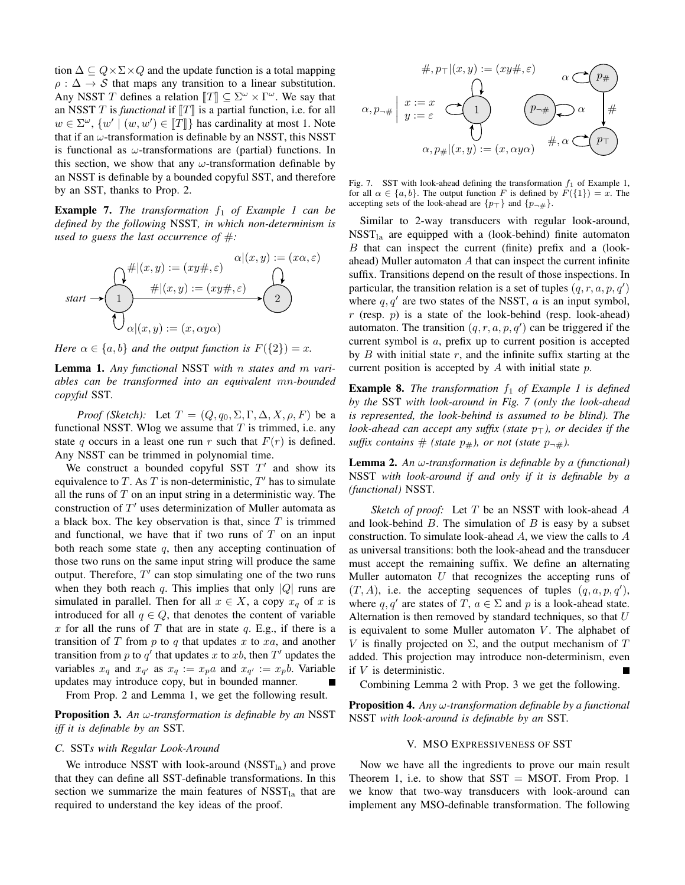tion $\Delta \subseteq Q \times \Sigma \times Q$ and the update function is a total mapping $\rho : \Delta \to \mathcal{S}$ that maps any transition to a linear substitution. Any NSST $T$ defines a relation $[\![T]\!] \subseteq \Sigma^\omega \times \Gamma^\omega$. We say that an NSST $T$ is *functional* if $[\![T]\!]$ is a partial function, i.e. for all $w \in \Sigma^\omega$, $\{w' \mid (w, w') \in [\![T]\!]\}$ has cardinality at most 1. Note that if an $\omega$-transformation is definable by an NSST, this NSST is functional as $\omega$-transformations are (partial) functions. In this section, we show that any $\omega$-transformation definable by an NSST is definable by a bounded copyful SST, and therefore by an SST, thanks to Prop. 2.

**Example 7.** *The transformation $f_1$ of Example 1 can be defined by the following* NSST*, in which non-determinism is used to guess the last occurrence of $\#$:*

*start* → (1); 1 → 1: $\#|(x,y) := (xy\#, \varepsilon)$; 1 → 1: $\alpha|(x,y) := (x, \alpha y \alpha)$; 1 → 2: $\#|(x,y) := (xy\#, \varepsilon)$; 2 → 2: $\alpha|(x,y) := (x\alpha, \varepsilon)$

*Here $\alpha \in \{a, b\}$ and the output function is $F(\{2\}) = x$.*

**Lemma 1.** *Any functional* NSST *with $n$ states and $m$ variables can be transformed into an equivalent $mn$-bounded copyful* SST.

*Proof (Sketch):* Let $T = (Q, q_0, \Sigma, \Gamma, \Delta, X, \rho, F)$ be a functional NSST. Wlog we assume that $T$ is trimmed, i.e. any state $q$ occurs in a least one run $r$ such that $F(r)$ is defined. Any NSST can be trimmed in polynomial time.

We construct a bounded copyful SST $T'$ and show its equivalence to $T$. As $T$ is non-deterministic, $T'$ has to simulate all the runs of $T$ on an input string in a deterministic way. The construction of $T'$ uses determinization of Muller automata as a black box. The key observation is that, since $T$ is trimmed and functional, we have that if two runs of $T$ on an input both reach some state $q$, then any accepting continuation of those two runs on the same input string will produce the same output. Therefore, $T'$ can stop simulating one of the two runs when they both reach $q$. This implies that only $|Q|$ runs are simulated in parallel. Then for all $x \in X$, a copy $x_q$ of $x$ is introduced for all $q \in Q$, that denotes the content of variable $x$ for all the runs of $T$ that are in state $q$. E.g., if there is a transition of $T$ from $p$ to $q$ that updates $x$ to $xa$, and another transition from $p$ to $q'$ that updates $x$ to $xb$, then $T'$ updates the variables $x_q$ and $x_{q'}$ as $x_q := x_p a$ and $x_{q'} := x_p b$. Variable updates may introduce copy, but in bounded manner. ■

From Prop. 2 and Lemma 1, we get the following result.

**Proposition 3.** *An $\omega$-transformation is definable by an* NSST *iff it is definable by an* SST.

### C. SST*s with Regular Look-Around*

We introduce NSST with look-around ($\mathrm{NSST_{la}}$) and prove that they can define all SST-definable transformations. In this section we summarize the main features of $\mathrm{NSST_{la}}$ that are required to understand the key ideas of the proof.

States: 1, $p_\#$, $p_{\neg\#}$, $p_\top$. Transitions: 1 → 1: $\#, p_\top | (x,y) := (xy\#, \varepsilon)$; 1 → 1: $\alpha, p_{\neg\#} \mid x := x,\ y := \varepsilon$; 1 → 1: $\alpha, p_\# | (x,y) := (x, \alpha y \alpha)$; $p_\#$ → $p_\#$: $\alpha$; $p_\#$ → $p_\top$: $\#$; $p_{\neg\#}$ → $p_{\neg\#}$: $\alpha$; $p_\top$ → $p_\top$: $\#, \alpha$.

Fig. 7. SST with look-ahead defining the transformation $f_1$ of Example 1, for all $\alpha \in \{a, b\}$. The output function $F$ is defined by $F(\{1\}) = x$. The accepting sets of the look-ahead are $\{p_\top\}$ and $\{p_{\neg\#}\}$.

Similar to 2-way transducers with regular look-around, $\mathrm{NSST_{la}}$ are equipped with a (look-behind) finite automaton $B$ that can inspect the current (finite) prefix and a (look-ahead) Muller automaton $A$ that can inspect the current infinite suffix. Transitions depend on the result of those inspections. In particular, the transition relation is a set of tuples $(q, r, a, p, q')$ where $q, q'$ are two states of the NSST, $a$ is an input symbol, $r$ (resp. $p$) is a state of the look-behind (resp. look-ahead) automaton. The transition $(q, r, a, p, q')$ can be triggered if the current symbol is $a$, prefix up to current position is accepted by $B$ with initial state $r$, and the infinite suffix starting at the current position is accepted by $A$ with initial state $p$.

**Example 8.** *The transformation $f_1$ of Example 1 is defined by the* SST *with look-around in Fig. 7 (only the look-ahead is represented, the look-behind is assumed to be blind). The look-ahead can accept any suffix (state $p_\top$), or decides if the suffix contains $\#$ (state $p_\#$), or not (state $p_{\neg\#}$).*

**Lemma 2.** *An $\omega$-transformation is definable by a (functional)* NSST *with look-around if and only if it is definable by a (functional)* NSST.

*Sketch of proof:* Let $T$ be an NSST with look-ahead $A$ and look-behind $B$. The simulation of $B$ is easy by a subset construction. To simulate look-ahead $A$, we view the calls to $A$ as universal transitions: both the look-ahead and the transducer must accept the remaining suffix. We define an alternating Muller automaton $U$ that recognizes the accepting runs of $(T, A)$, i.e. the accepting sequences of tuples $(q, a, p, q')$, where $q, q'$ are states of $T$, $a \in \Sigma$ and $p$ is a look-ahead state. Alternation is then removed by standard techniques, so that $U$ is equivalent to some Muller automaton $V$. The alphabet of $V$ is finally projected on $\Sigma$, and the output mechanism of $T$ added. This projection may introduce non-determinism, even if $V$ is deterministic. ■

Combining Lemma 2 with Prop. 3 we get the following.

**Proposition 4.** *Any $\omega$-transformation definable by a functional* NSST *with look-around is definable by an* SST.

## V. MSO Expressiveness of SST

Now we have all the ingredients to prove our main result Theorem 1, i.e. to show that SST = MSOT. From Prop. 1 we know that two-way transducers with look-around can implement any MSO-definable transformation. The following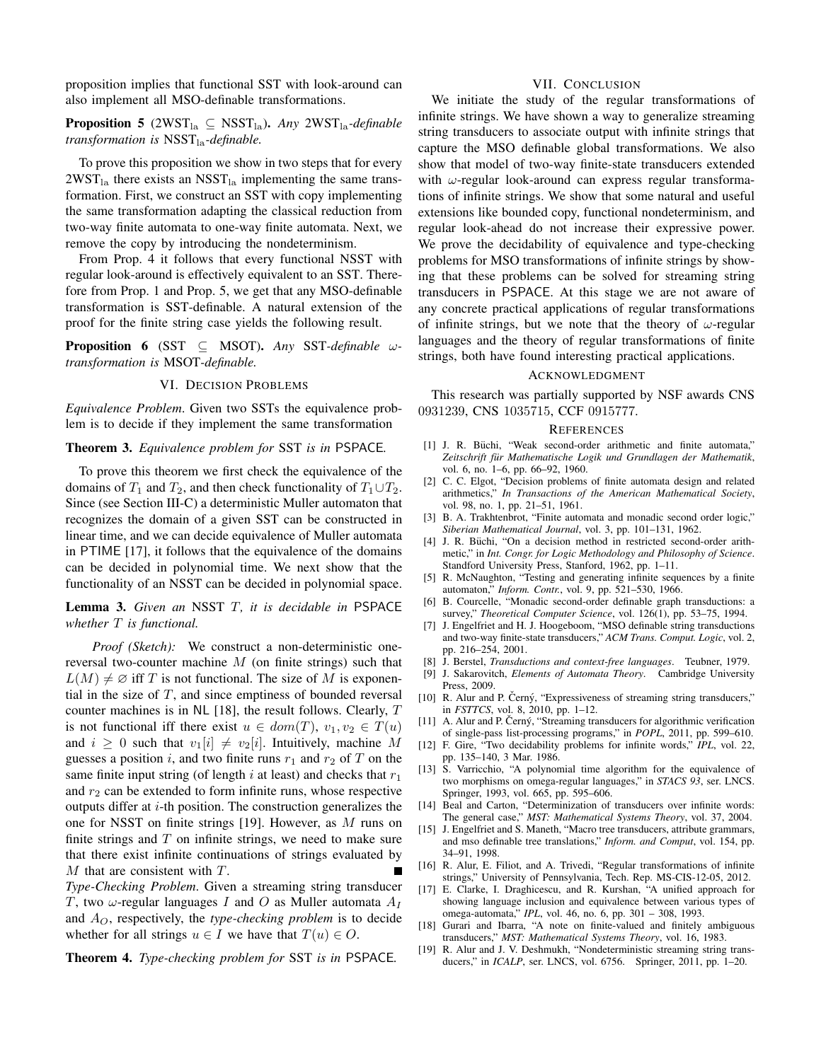proposition implies that functional SST with look-around can also implement all MSO-definable transformations.

**Proposition 5** ($2\mathrm{WST_{la}} \subseteq \mathrm{NSST_{la}}$)**.** *Any* $2\mathrm{WST_{la}}$*-definable transformation is* $\mathrm{NSST_{la}}$*-definable.*

To prove this proposition we show in two steps that for every $2\mathrm{WST_{la}}$ there exists an $\mathrm{NSST_{la}}$ implementing the same transformation. First, we construct an SST with copy implementing the same transformation adapting the classical reduction from two-way finite automata to one-way finite automata. Next, we remove the copy by introducing the nondeterminism.

From Prop. 4 it follows that every functional NSST with regular look-around is effectively equivalent to an SST. Therefore from Prop. 1 and Prop. 5, we get that any MSO-definable transformation is SST-definable. A natural extension of the proof for the finite string case yields the following result.

**Proposition 6** ($\mathrm{SST} \subseteq \mathrm{MSOT}$)**.** *Any* SST*-definable* $\omega$*-transformation is* MSOT*-definable.*

## VI. Decision Problems

*Equivalence Problem.* Given two SSTs the equivalence problem is to decide if they implement the same transformation

**Theorem 3.** *Equivalence problem for* SST *is in* PSPACE*.*

To prove this theorem we first check the equivalence of the domains of $T_1$ and $T_2$, and then check functionality of $T_1 \cup T_2$. Since (see Section III-C) a deterministic Muller automaton that recognizes the domain of a given SST can be constructed in linear time, and we can decide equivalence of Muller automata in PTIME [17], it follows that the equivalence of the domains can be decided in polynomial time. We next show that the functionality of an NSST can be decided in polynomial space.

**Lemma 3.** *Given an* NSST $T$*, it is decidable in* PSPACE *whether* $T$ *is functional.*

*Proof (Sketch):* We construct a non-deterministic one-reversal two-counter machine $M$ (on finite strings) such that $L(M) \neq \varnothing$ iff $T$ is not functional. The size of $M$ is exponential in the size of $T$, and since emptiness of bounded reversal counter machines is in NL [18], the result follows. Clearly, $T$ is not functional iff there exist $u \in dom(T)$, $v_1, v_2 \in T(u)$ and $i \geq 0$ such that $v_1[i] \neq v_2[i]$. Intuitively, machine $M$ guesses a position $i$, and two finite runs $r_1$ and $r_2$ of $T$ on the same finite input string (of length $i$ at least) and checks that $r_1$ and $r_2$ can be extended to form infinite runs, whose respective outputs differ at $i$-th position. The construction generalizes the one for NSST on finite strings [19]. However, as $M$ runs on finite strings and $T$ on infinite strings, we need to make sure that there exist infinite continuations of strings evaluated by $M$ that are consistent with $T$. ∎

*Type-Checking Problem.* Given a streaming string transducer $T$, two $\omega$-regular languages $I$ and $O$ as Muller automata $A_I$ and $A_O$, respectively, the *type-checking problem* is to decide whether for all strings $u \in I$ we have that $T(u) \in O$.

**Theorem 4.** *Type-checking problem for* SST *is in* PSPACE*.*

## VII. Conclusion

We initiate the study of the regular transformations of infinite strings. We have shown a way to generalize streaming string transducers to associate output with infinite strings that capture the MSO definable global transformations. We also show that model of two-way finite-state transducers extended with $\omega$-regular look-around can express regular transformations of infinite strings. We show that some natural and useful extensions like bounded copy, functional nondeterminism, and regular look-ahead do not increase their expressive power. We prove the decidability of equivalence and type-checking problems for MSO transformations of infinite strings by showing that these problems can be solved for streaming string transducers in PSPACE. At this stage we are not aware of any concrete practical applications of regular transformations of infinite strings, but we note that the theory of $\omega$-regular languages and the theory of regular transformations of finite strings, both have found interesting practical applications.

## Acknowledgment

This research was partially supported by NSF awards CNS 0931239, CNS 1035715, CCF 0915777.

## References

[1] J. R. Büchi, "Weak second-order arithmetic and finite automata," *Zeitschrift für Mathematische Logik und Grundlagen der Mathematik*, vol. 6, no. 1–6, pp. 66–92, 1960.

[2] C. C. Elgot, "Decision problems of finite automata design and related arithmetics," *In Transactions of the American Mathematical Society*, vol. 98, no. 1, pp. 21–51, 1961.

[3] B. A. Trakhtenbrot, "Finite automata and monadic second order logic," *Siberian Mathematical Journal*, vol. 3, pp. 101–131, 1962.

[4] J. R. Büchi, "On a decision method in restricted second-order arithmetic," in *Int. Congr. for Logic Methodology and Philosophy of Science*. Standford University Press, Stanford, 1962, pp. 1–11.

[5] R. McNaughton, "Testing and generating infinite sequences by a finite automaton," *Inform. Contr.*, vol. 9, pp. 521–530, 1966.

[6] B. Courcelle, "Monadic second-order definable graph transductions: a survey," *Theoretical Computer Science*, vol. 126(1), pp. 53–75, 1994.

[7] J. Engelfriet and H. J. Hoogeboom, "MSO definable string transductions and two-way finite-state transducers," *ACM Trans. Comput. Logic*, vol. 2, pp. 216–254, 2001.

[8] J. Berstel, *Transductions and context-free languages*. Teubner, 1979.

[9] J. Sakarovitch, *Elements of Automata Theory*. Cambridge University Press, 2009.

[10] R. Alur and P. Černý, "Expressiveness of streaming string transducers," in *FSTTCS*, vol. 8, 2010, pp. 1–12.

[11] A. Alur and P. Černý, "Streaming transducers for algorithmic verification of single-pass list-processing programs," in *POPL*, 2011, pp. 599–610.

[12] F. Gire, "Two decidability problems for infinite words," *IPL*, vol. 22, pp. 135–140, 3 Mar. 1986.

[13] S. Varricchio, "A polynomial time algorithm for the equivalence of two morphisms on omega-regular languages," in *STACS 93*, ser. LNCS. Springer, 1993, vol. 665, pp. 595–606.

[14] Beal and Carton, "Determinization of transducers over infinite words: The general case," *MST: Mathematical Systems Theory*, vol. 37, 2004.

[15] J. Engelfriet and S. Maneth, "Macro tree transducers, attribute grammars, and mso definable tree translations," *Inform. and Comput*, vol. 154, pp. 34–91, 1998.

[16] R. Alur, E. Filiot, and A. Trivedi, "Regular transformations of infinite strings," University of Pennsylvania, Tech. Rep. MS-CIS-12-05, 2012.

[17] E. Clarke, I. Draghicescu, and R. Kurshan, "A unified approach for showing language inclusion and equivalence between various types of omega-automata," *IPL*, vol. 46, no. 6, pp. 301 – 308, 1993.

[18] Gurari and Ibarra, "A note on finite-valued and finitely ambiguous transducers," *MST: Mathematical Systems Theory*, vol. 16, 1983.

[19] R. Alur and J. V. Deshmukh, "Nondeterministic streaming string transducers," in *ICALP*, ser. LNCS, vol. 6756. Springer, 2011, pp. 1–20.